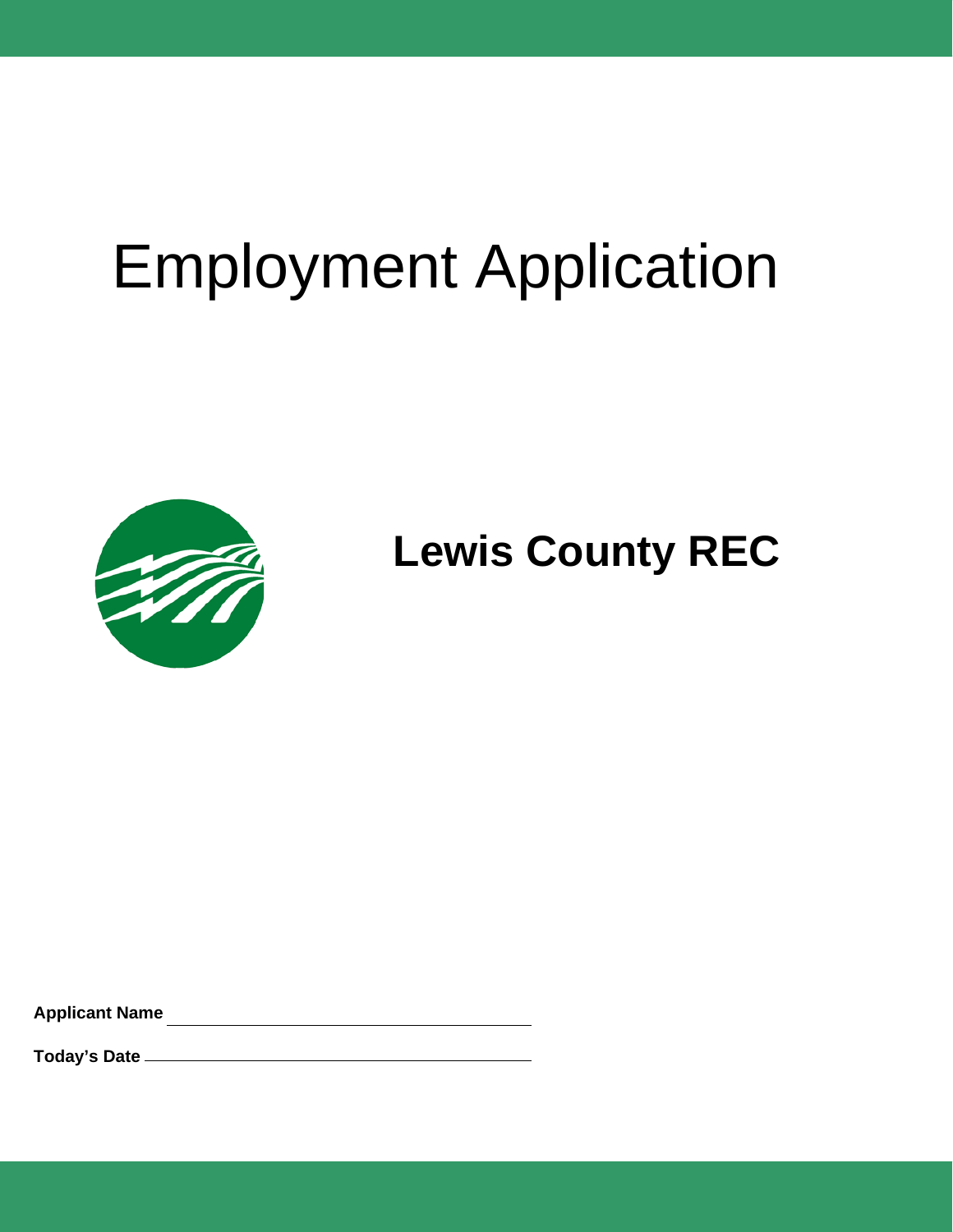# Employment Application

## Lewis County REC

**Applicant Name** ______________________________

**Today's Date** ______________________________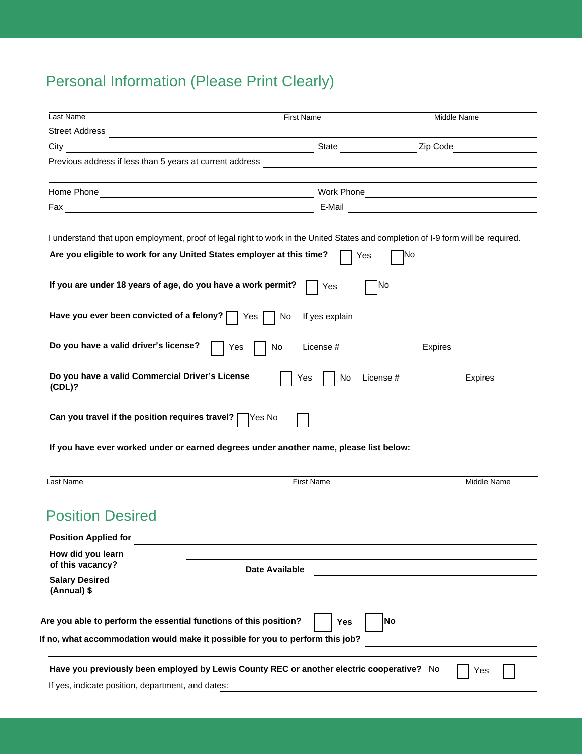## Personal Information (Please Print Clearly)

Last Name First Name Middle Name

Street Address

City State Zip Code

Previous address if less than 5 years at current address

Home Phone Work Phone

Fax E-Mail

I understand that upon employment, proof of legal right to work in the United States and completion of I-9 form will be required.

**Are you eligible to work for any United States employer at this time?** ☐ Yes ☐ No

**If you are under 18 years of age, do you have a work permit?** ☐ Yes ☐ No

**Have you ever been convicted of a felony?** ☐ Yes ☐ No If yes explain

**Do you have a valid driver's license?** ☐ Yes ☐ No License # Expires

**Do you have a valid Commercial Driver's License (CDL)?** ☐ Yes ☐ No License # Expires

**Can you travel if the position requires travel?** ☐ Yes No ☐

**If you have ever worked under or earned degrees under another name, please list below:**

Last Name First Name Middle Name

## Position Desired

**Position Applied for**

**How did you learn of this vacancy?**

**Date Available**

**Salary Desired (Annual) $**

**Are you able to perform the essential functions of this position?** ☐ **Yes** ☐ **No**

**If no, what accommodation would make it possible for you to perform this job?**

**Have you previously been employed by Lewis County REC or another electric cooperative?** No ☐ Yes ☐

If yes, indicate position, department, and dates: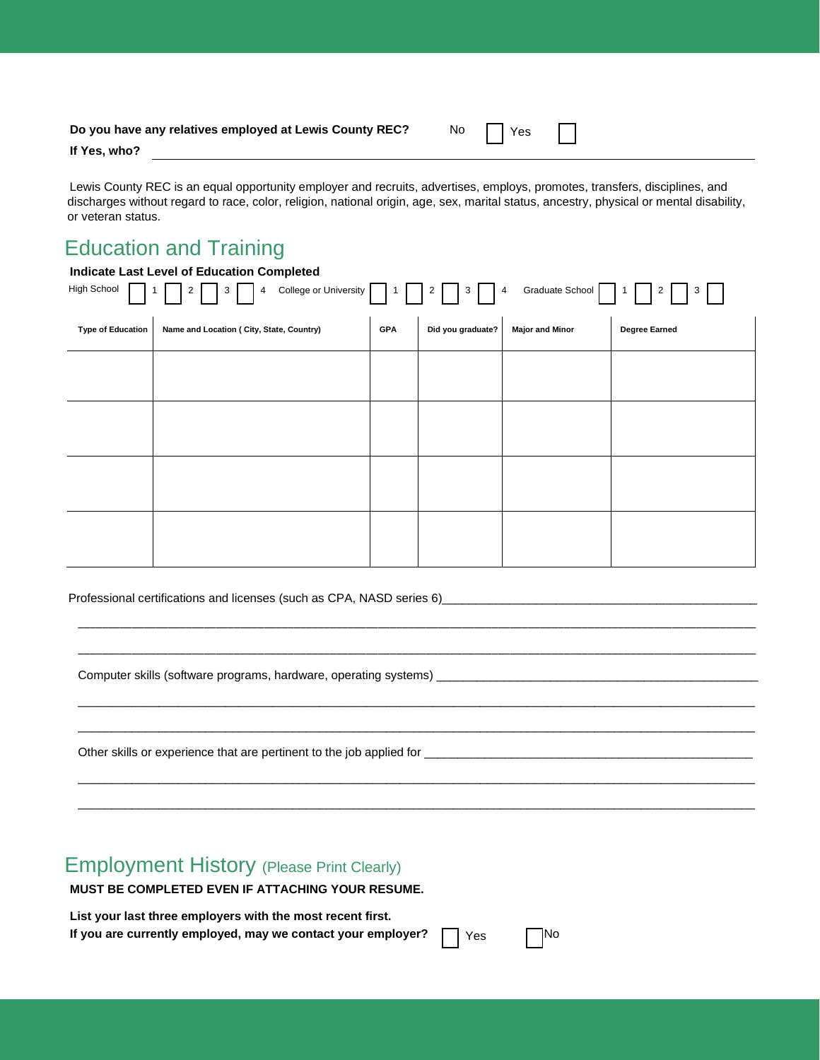**Do you have any relatives employed at Lewis County REC?** No ☐ Yes ☐

**If Yes, who?** ______________________________________________________________________

Lewis County REC is an equal opportunity employer and recruits, advertises, employs, promotes, transfers, disciplines, and discharges without regard to race, color, religion, national origin, age, sex, marital status, ancestry, physical or mental disability, or veteran status.

## Education and Training

**Indicate Last Level of Education Completed**

High School ☐ 1 ☐ 2 ☐ 3 ☐ 4 College or University ☐ 1 ☐ 2 ☐ 3 ☐ 4 Graduate School ☐ 1 ☐ 2 ☐ 3 ☐

| Type of Education | Name and Location ( City, State, Country) | GPA | Did you graduate? | Major and Minor | Degree Earned |
|---|---|---|---|---|---|
| | | | | | |
| | | | | | |
| | | | | | |
| | | | | | |

Professional certifications and licenses (such as CPA, NASD series 6)_______________________________________________

_____________________________________________________________________________________________

_____________________________________________________________________________________________

Computer skills (software programs, hardware, operating systems) _________________________________________________

_____________________________________________________________________________________________

_____________________________________________________________________________________________

Other skills or experience that are pertinent to the job applied for _________________________________________________

_____________________________________________________________________________________________

_____________________________________________________________________________________________

## Employment History (Please Print Clearly)

**MUST BE COMPLETED EVEN IF ATTACHING YOUR RESUME.**

**List your last three employers with the most recent first.**

**If you are currently employed, may we contact your employer?** ☐ Yes ☐ No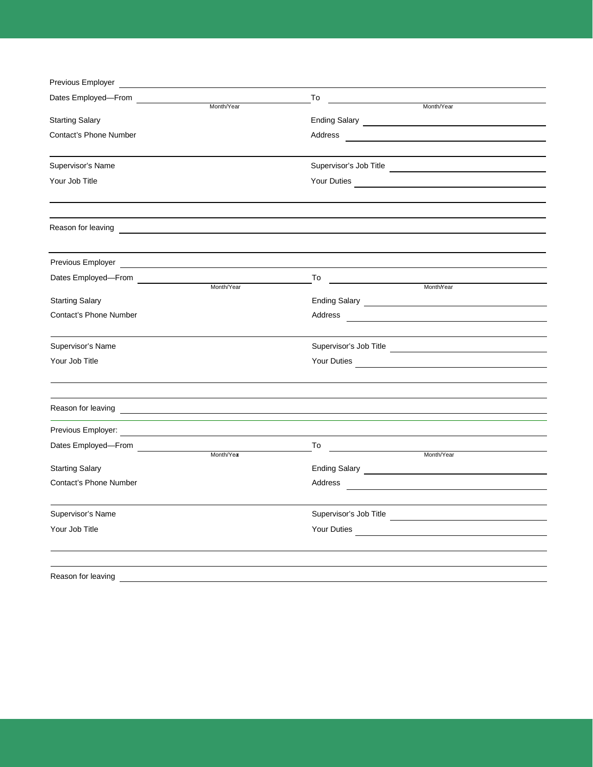Previous Employer ______________________________________________

Dates Employed—From ____________________ To ____________________
Month/Year Month/Year

Starting Salary Ending Salary ____________________

Contact's Phone Number Address ____________________

______________________________________________

Supervisor's Name Supervisor's Job Title ____________________

Your Job Title Your Duties ____________________

______________________________________________

______________________________________________

Reason for leaving ______________________________________________

______________________________________________

Previous Employer ______________________________________________

Dates Employed—From ____________________ To ____________________
Month/Year Month/Year

Starting Salary Ending Salary ____________________

Contact's Phone Number Address ____________________

______________________________________________

Supervisor's Name Supervisor's Job Title ____________________

Your Job Title Your Duties ____________________

______________________________________________

______________________________________________

Reason for leaving ______________________________________________

Previous Employer: ______________________________________________

Dates Employed—From ____________________ To ____________________
Month/Year Month/Year

Starting Salary Ending Salary ____________________

Contact's Phone Number Address ____________________

______________________________________________

Supervisor's Name Supervisor's Job Title ____________________

Your Job Title Your Duties ____________________

______________________________________________

______________________________________________

Reason for leaving ______________________________________________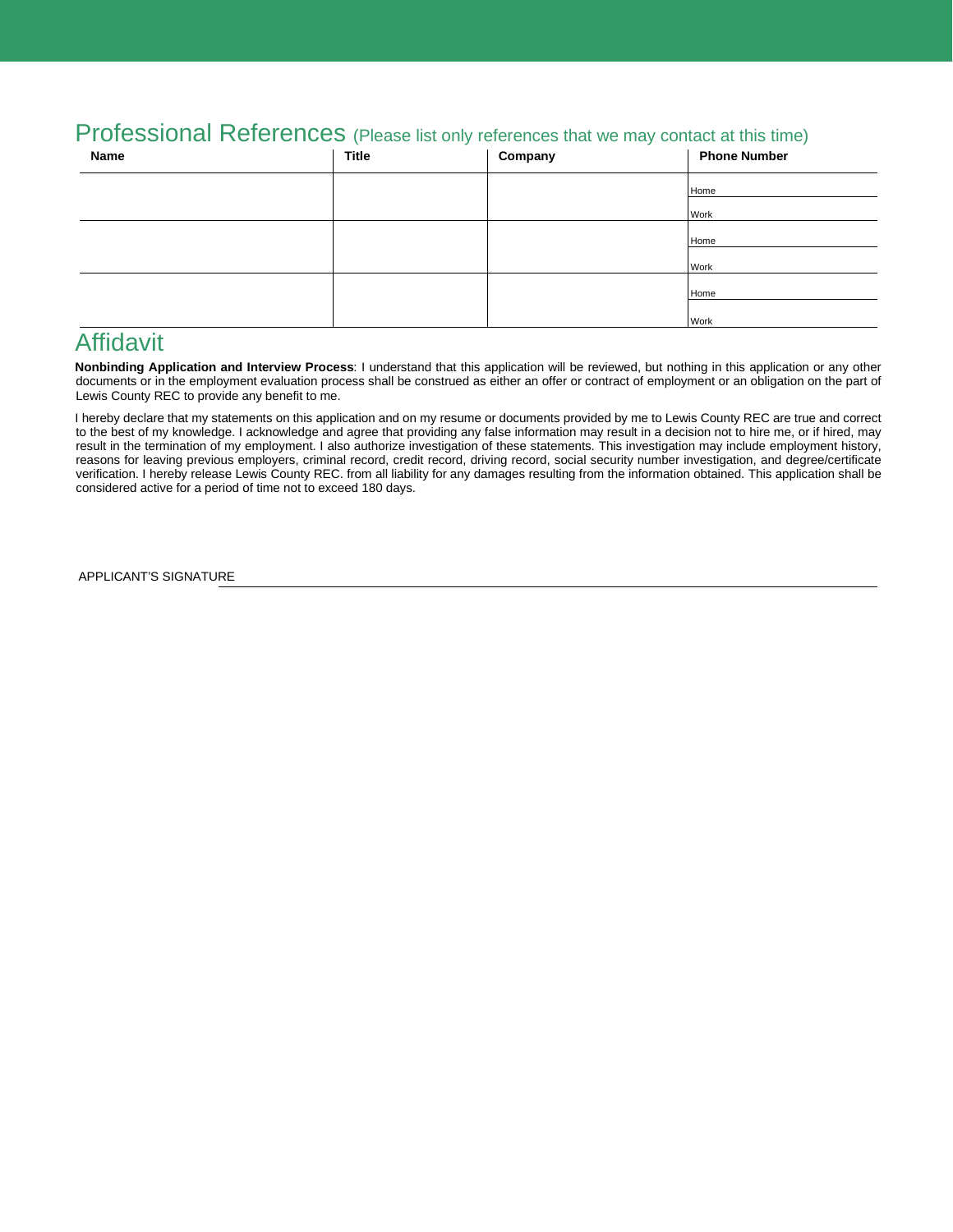## Professional References (Please list only references that we may contact at this time)

| Name | Title | Company | Phone Number |
|---|---|---|---|
| | | | Home<br>Work |
| | | | Home<br>Work |
| | | | Home<br>Work |

## Affidavit

**Nonbinding Application and Interview Process**: I understand that this application will be reviewed, but nothing in this application or any other documents or in the employment evaluation process shall be construed as either an offer or contract of employment or an obligation on the part of Lewis County REC to provide any benefit to me.

I hereby declare that my statements on this application and on my resume or documents provided by me to Lewis County REC are true and correct to the best of my knowledge. I acknowledge and agree that providing any false information may result in a decision not to hire me, or if hired, may result in the termination of my employment. I also authorize investigation of these statements. This investigation may include employment history, reasons for leaving previous employers, criminal record, credit record, driving record, social security number investigation, and degree/certificate verification. I hereby release Lewis County REC. from all liability for any damages resulting from the information obtained. This application shall be considered active for a period of time not to exceed 180 days.

APPLICANT'S SIGNATURE ________________________________________